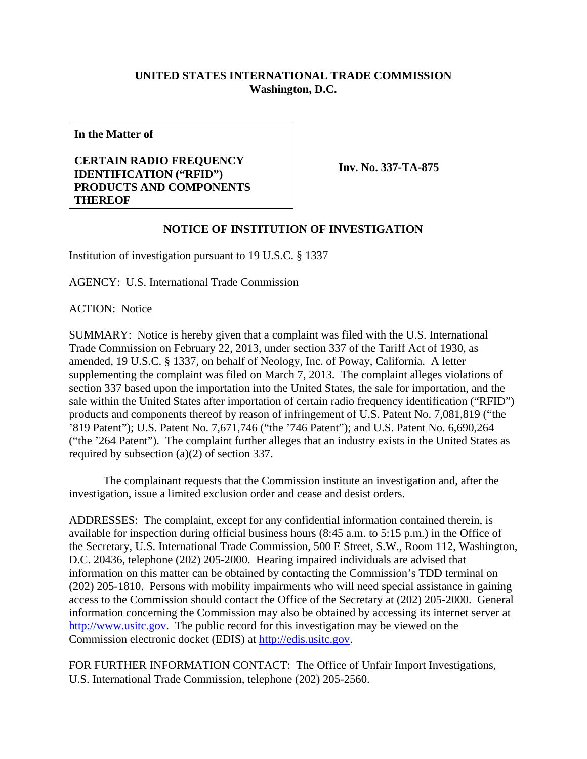**UNITED STATES INTERNATIONAL TRADE COMMISSION**
**Washington, D.C.**

| **In the Matter of**<br><br>**CERTAIN RADIO FREQUENCY IDENTIFICATION ("RFID") PRODUCTS AND COMPONENTS THEREOF** | **Inv. No. 337-TA-875** |
|---|---|

## NOTICE OF INSTITUTION OF INVESTIGATION

Institution of investigation pursuant to 19 U.S.C. § 1337

AGENCY: U.S. International Trade Commission

ACTION: Notice

SUMMARY: Notice is hereby given that a complaint was filed with the U.S. International Trade Commission on February 22, 2013, under section 337 of the Tariff Act of 1930, as amended, 19 U.S.C. § 1337, on behalf of Neology, Inc. of Poway, California. A letter supplementing the complaint was filed on March 7, 2013. The complaint alleges violations of section 337 based upon the importation into the United States, the sale for importation, and the sale within the United States after importation of certain radio frequency identification ("RFID") products and components thereof by reason of infringement of U.S. Patent No. 7,081,819 ("the '819 Patent"); U.S. Patent No. 7,671,746 ("the '746 Patent"); and U.S. Patent No. 6,690,264 ("the '264 Patent"). The complaint further alleges that an industry exists in the United States as required by subsection (a)(2) of section 337.

The complainant requests that the Commission institute an investigation and, after the investigation, issue a limited exclusion order and cease and desist orders.

ADDRESSES: The complaint, except for any confidential information contained therein, is available for inspection during official business hours (8:45 a.m. to 5:15 p.m.) in the Office of the Secretary, U.S. International Trade Commission, 500 E Street, S.W., Room 112, Washington, D.C. 20436, telephone (202) 205-2000. Hearing impaired individuals are advised that information on this matter can be obtained by contacting the Commission's TDD terminal on (202) 205-1810. Persons with mobility impairments who will need special assistance in gaining access to the Commission should contact the Office of the Secretary at (202) 205-2000. General information concerning the Commission may also be obtained by accessing its internet server at http://www.usitc.gov. The public record for this investigation may be viewed on the Commission electronic docket (EDIS) at http://edis.usitc.gov.

FOR FURTHER INFORMATION CONTACT: The Office of Unfair Import Investigations, U.S. International Trade Commission, telephone (202) 205-2560.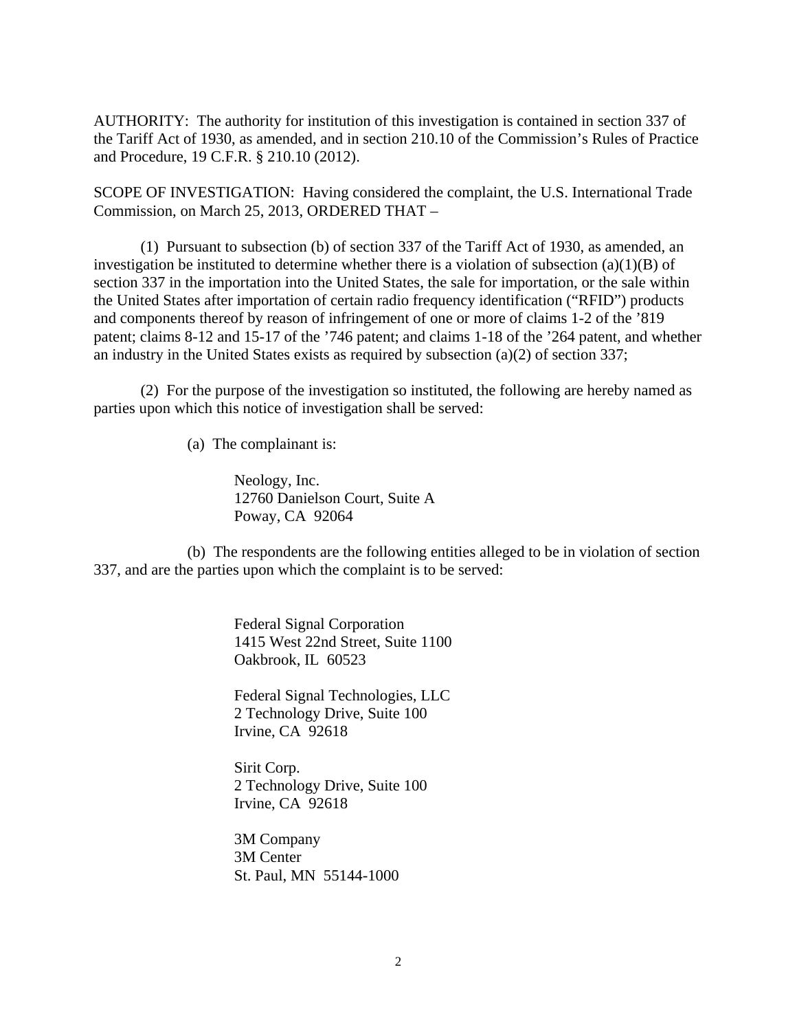AUTHORITY: The authority for institution of this investigation is contained in section 337 of the Tariff Act of 1930, as amended, and in section 210.10 of the Commission's Rules of Practice and Procedure, 19 C.F.R. § 210.10 (2012).

SCOPE OF INVESTIGATION: Having considered the complaint, the U.S. International Trade Commission, on March 25, 2013, ORDERED THAT –

(1) Pursuant to subsection (b) of section 337 of the Tariff Act of 1930, as amended, an investigation be instituted to determine whether there is a violation of subsection (a)(1)(B) of section 337 in the importation into the United States, the sale for importation, or the sale within the United States after importation of certain radio frequency identification ("RFID") products and components thereof by reason of infringement of one or more of claims 1-2 of the '819 patent; claims 8-12 and 15-17 of the '746 patent; and claims 1-18 of the '264 patent, and whether an industry in the United States exists as required by subsection (a)(2) of section 337;

(2) For the purpose of the investigation so instituted, the following are hereby named as parties upon which this notice of investigation shall be served:

(a) The complainant is:

Neology, Inc.
12760 Danielson Court, Suite A
Poway, CA 92064

(b) The respondents are the following entities alleged to be in violation of section 337, and are the parties upon which the complaint is to be served:

Federal Signal Corporation
1415 West 22nd Street, Suite 1100
Oakbrook, IL 60523

Federal Signal Technologies, LLC
2 Technology Drive, Suite 100
Irvine, CA 92618

Sirit Corp.
2 Technology Drive, Suite 100
Irvine, CA 92618

3M Company
3M Center
St. Paul, MN 55144-1000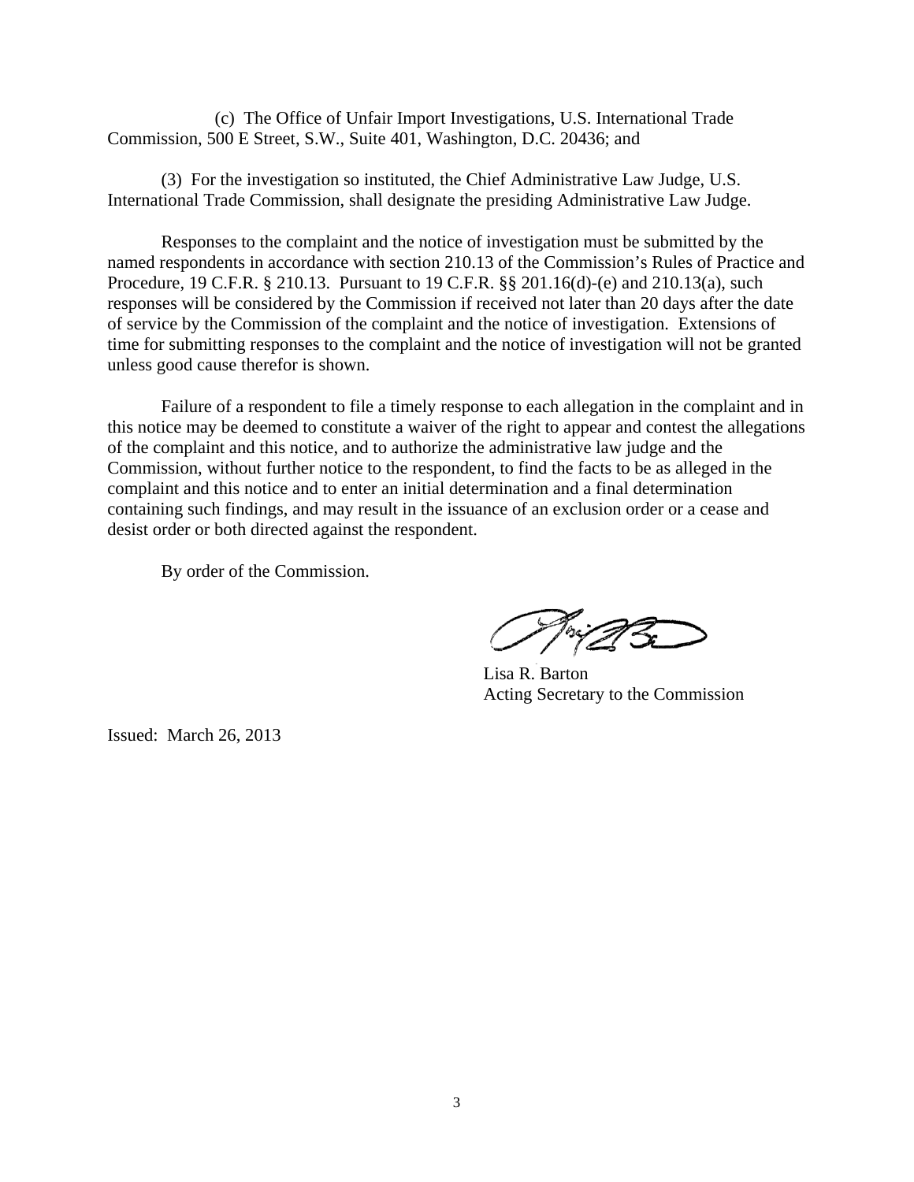(c) The Office of Unfair Import Investigations, U.S. International Trade Commission, 500 E Street, S.W., Suite 401, Washington, D.C. 20436; and

(3) For the investigation so instituted, the Chief Administrative Law Judge, U.S. International Trade Commission, shall designate the presiding Administrative Law Judge.

Responses to the complaint and the notice of investigation must be submitted by the named respondents in accordance with section 210.13 of the Commission's Rules of Practice and Procedure, 19 C.F.R. § 210.13. Pursuant to 19 C.F.R. §§ 201.16(d)-(e) and 210.13(a), such responses will be considered by the Commission if received not later than 20 days after the date of service by the Commission of the complaint and the notice of investigation. Extensions of time for submitting responses to the complaint and the notice of investigation will not be granted unless good cause therefor is shown.

Failure of a respondent to file a timely response to each allegation in the complaint and in this notice may be deemed to constitute a waiver of the right to appear and contest the allegations of the complaint and this notice, and to authorize the administrative law judge and the Commission, without further notice to the respondent, to find the facts to be as alleged in the complaint and this notice and to enter an initial determination and a final determination containing such findings, and may result in the issuance of an exclusion order or a cease and desist order or both directed against the respondent.

By order of the Commission.

Lisa R. Barton
Acting Secretary to the Commission

Issued: March 26, 2013